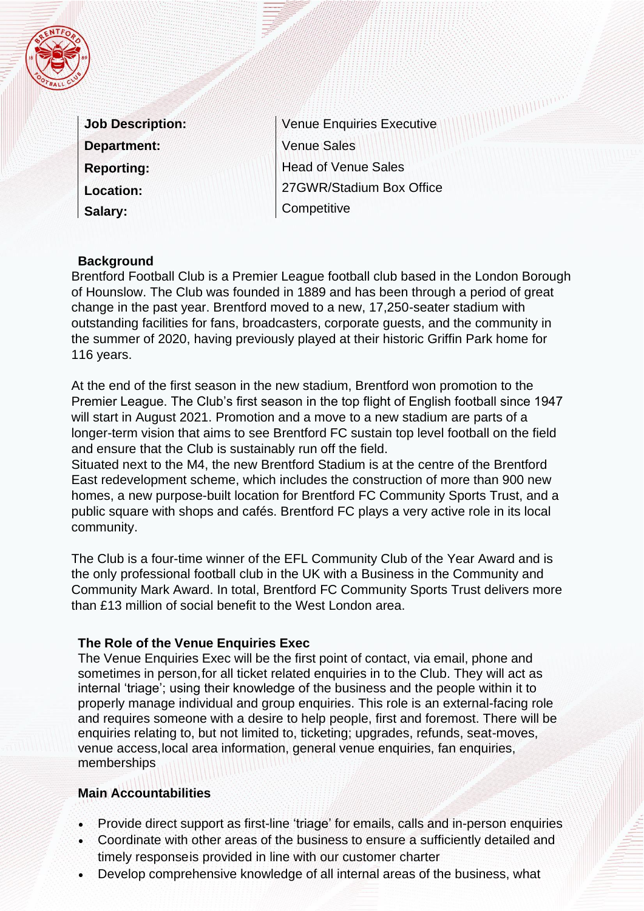| Job Description: | Venue Enquiries Executive |
| --- | --- |
| Department: | Venue Sales |
| Reporting: | Head of Venue Sales |
| Location: | 27GWR/Stadium Box Office |
| Salary: | Competitive |

## Background

Brentford Football Club is a Premier League football club based in the London Borough of Hounslow. The Club was founded in 1889 and has been through a period of great change in the past year. Brentford moved to a new, 17,250-seater stadium with outstanding facilities for fans, broadcasters, corporate guests, and the community in the summer of 2020, having previously played at their historic Griffin Park home for 116 years.

At the end of the first season in the new stadium, Brentford won promotion to the Premier League. The Club's first season in the top flight of English football since 1947 will start in August 2021. Promotion and a move to a new stadium are parts of a longer-term vision that aims to see Brentford FC sustain top level football on the field and ensure that the Club is sustainably run off the field.
Situated next to the M4, the new Brentford Stadium is at the centre of the Brentford East redevelopment scheme, which includes the construction of more than 900 new homes, a new purpose-built location for Brentford FC Community Sports Trust, and a public square with shops and cafés. Brentford FC plays a very active role in its local community.

The Club is a four-time winner of the EFL Community Club of the Year Award and is the only professional football club in the UK with a Business in the Community and Community Mark Award. In total, Brentford FC Community Sports Trust delivers more than £13 million of social benefit to the West London area.

## The Role of the Venue Enquiries Exec

The Venue Enquiries Exec will be the first point of contact, via email, phone and sometimes in person,for all ticket related enquiries in to the Club. They will act as internal 'triage'; using their knowledge of the business and the people within it to properly manage individual and group enquiries. This role is an external-facing role and requires someone with a desire to help people, first and foremost. There will be enquiries relating to, but not limited to, ticketing; upgrades, refunds, seat-moves, venue access,local area information, general venue enquiries, fan enquiries, memberships

## Main Accountabilities

- Provide direct support as first-line 'triage' for emails, calls and in-person enquiries
- Coordinate with other areas of the business to ensure a sufficiently detailed and timely responseis provided in line with our customer charter
- Develop comprehensive knowledge of all internal areas of the business, what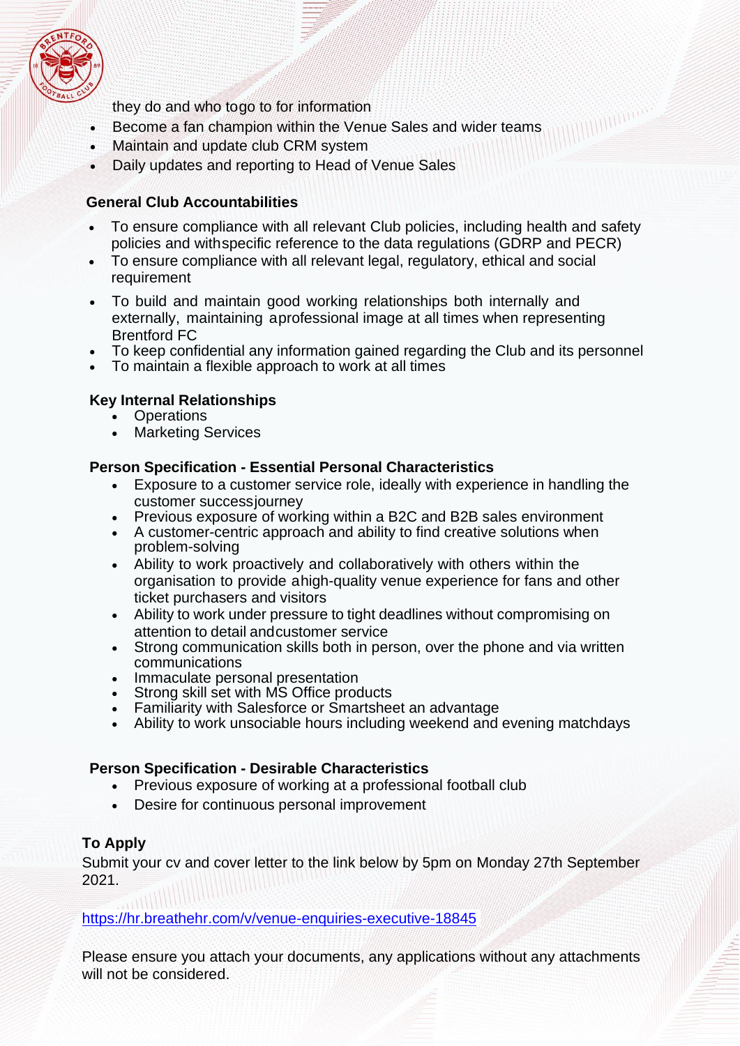they do and who togo to for information

- Become a fan champion within the Venue Sales and wider teams
- Maintain and update club CRM system
- Daily updates and reporting to Head of Venue Sales

**General Club Accountabilities**

- To ensure compliance with all relevant Club policies, including health and safety policies and withspecific reference to the data regulations (GDRP and PECR)
- To ensure compliance with all relevant legal, regulatory, ethical and social requirement
- To build and maintain good working relationships both internally and externally, maintaining aprofessional image at all times when representing Brentford FC
- To keep confidential any information gained regarding the Club and its personnel
- To maintain a flexible approach to work at all times

**Key Internal Relationships**

- Operations
- Marketing Services

**Person Specification - Essential Personal Characteristics**

- Exposure to a customer service role, ideally with experience in handling the customer successjourney
- Previous exposure of working within a B2C and B2B sales environment
- A customer-centric approach and ability to find creative solutions when problem-solving
- Ability to work proactively and collaboratively with others within the organisation to provide ahigh-quality venue experience for fans and other ticket purchasers and visitors
- Ability to work under pressure to tight deadlines without compromising on attention to detail andcustomer service
- Strong communication skills both in person, over the phone and via written communications
- Immaculate personal presentation
- Strong skill set with MS Office products
- Familiarity with Salesforce or Smartsheet an advantage
- Ability to work unsociable hours including weekend and evening matchdays

**Person Specification - Desirable Characteristics**

- Previous exposure of working at a professional football club
- Desire for continuous personal improvement

**To Apply**

Submit your cv and cover letter to the link below by 5pm on Monday 27th September 2021.

https://hr.breathehr.com/v/venue-enquiries-executive-18845

Please ensure you attach your documents, any applications without any attachments will not be considered.